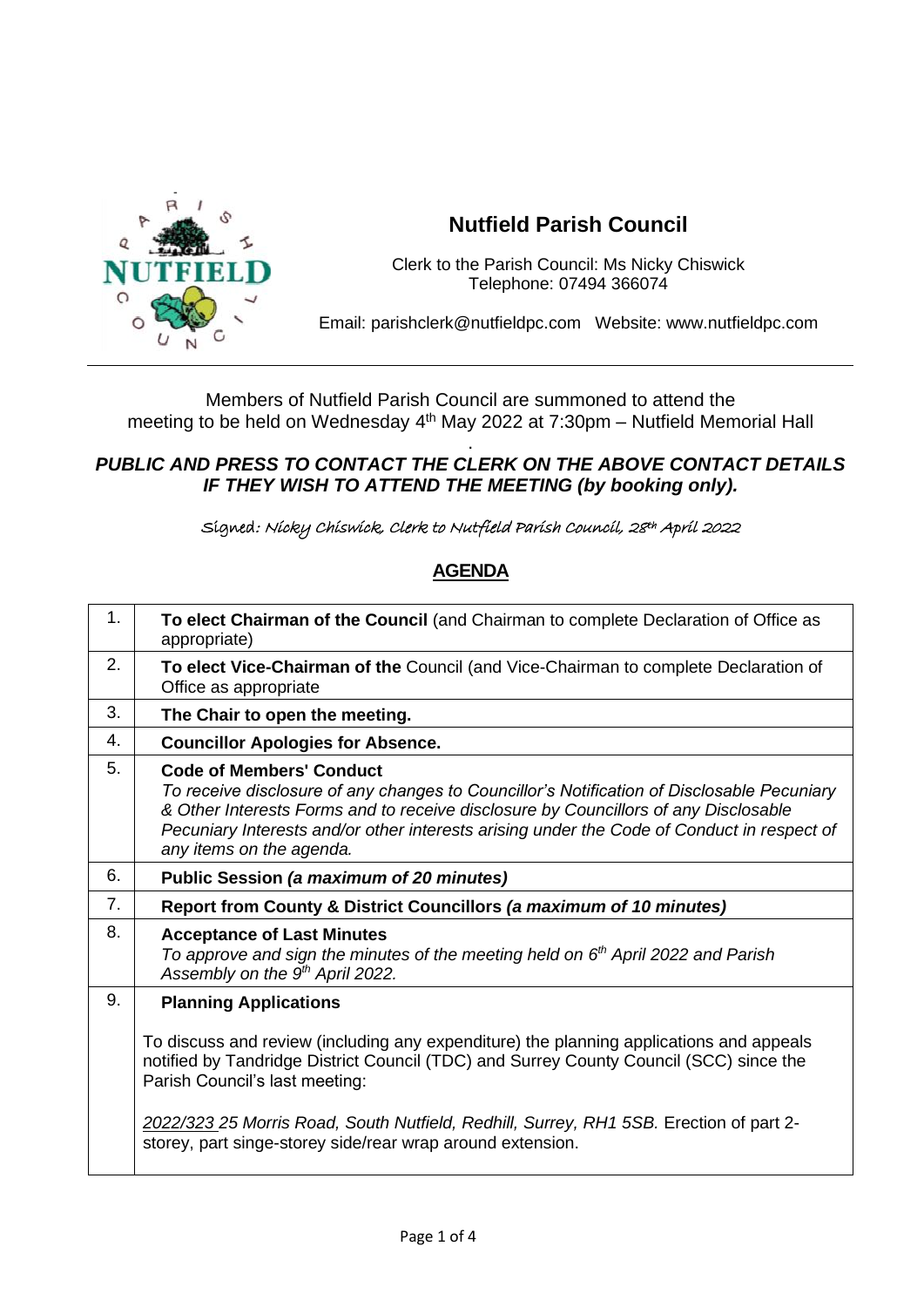# Nutfield Parish Council

Clerk to the Parish Council: Ms Nicky Chiswick
Telephone: 07494 366074

Email: parishclerk@nutfieldpc.com Website: www.nutfieldpc.com

Members of Nutfield Parish Council are summoned to attend the meeting to be held on Wednesday 4th May 2022 at 7:30pm – Nutfield Memorial Hall

***PUBLIC AND PRESS TO CONTACT THE CLERK ON THE ABOVE CONTACT DETAILS IF THEY WISH TO ATTEND THE MEETING (by booking only).***

Signed: Nicky Chiswick, Clerk to Nutfield Parish Council, 28th April 2022

## AGENDA

| | |
|---|---|
| 1. | **To elect Chairman of the Council** (and Chairman to complete Declaration of Office as appropriate) |
| 2. | **To elect Vice-Chairman of the** Council (and Vice-Chairman to complete Declaration of Office as appropriate |
| 3. | **The Chair to open the meeting.** |
| 4. | **Councillor Apologies for Absence.** |
| 5. | **Code of Members' Conduct** *To receive disclosure of any changes to Councillor's Notification of Disclosable Pecuniary & Other Interests Forms and to receive disclosure by Councillors of any Disclosable Pecuniary Interests and/or other interests arising under the Code of Conduct in respect of any items on the agenda.* |
| 6. | **Public Session *(a maximum of 20 minutes)*** |
| 7. | **Report from County & District Councillors *(a maximum of 10 minutes)*** |
| 8. | **Acceptance of Last Minutes** *To approve and sign the minutes of the meeting held on 6th April 2022 and Parish Assembly on the 9th April 2022.* |
| 9. | **Planning Applications** To discuss and review (including any expenditure) the planning applications and appeals notified by Tandridge District Council (TDC) and Surrey County Council (SCC) since the Parish Council's last meeting: *2022/323 25 Morris Road, South Nutfield, Redhill, Surrey, RH1 5SB.* Erection of part 2-storey, part singe-storey side/rear wrap around extension. |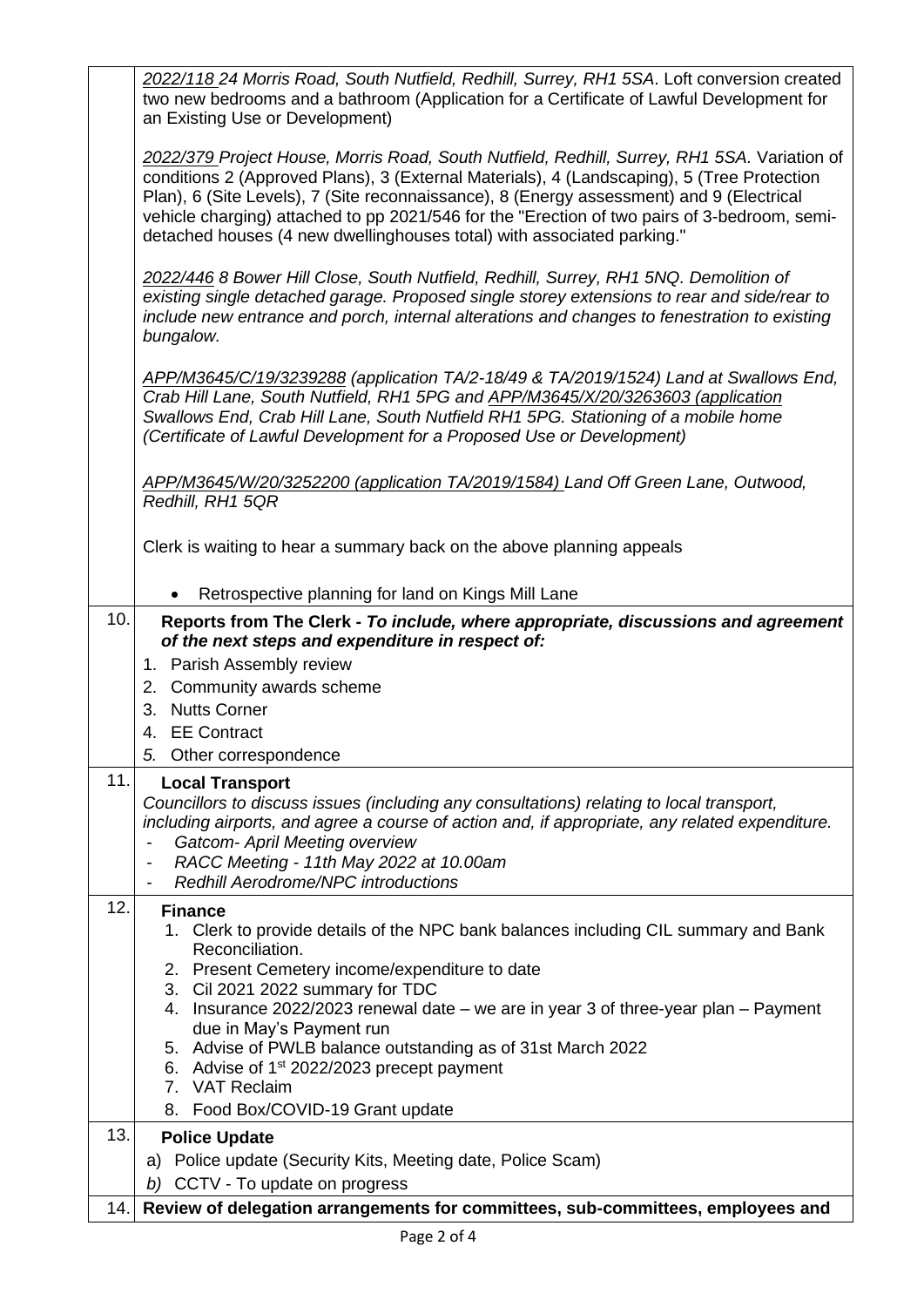| | |
|---|---|
| | _2022/118_ 24 Morris Road, South Nutfield, Redhill, Surrey, RH1 5SA. Loft conversion created two new bedrooms and a bathroom (Application for a Certificate of Lawful Development for an Existing Use or Development)<br><br>_2022/379_ Project House, Morris Road, South Nutfield, Redhill, Surrey, RH1 5SA. Variation of conditions 2 (Approved Plans), 3 (External Materials), 4 (Landscaping), 5 (Tree Protection Plan), 6 (Site Levels), 7 (Site reconnaissance), 8 (Energy assessment) and 9 (Electrical vehicle charging) attached to pp 2021/546 for the "Erection of two pairs of 3-bedroom, semi-detached houses (4 new dwellinghouses total) with associated parking."<br><br>*2022/446 8 Bower Hill Close, South Nutfield, Redhill, Surrey, RH1 5NQ. Demolition of existing single detached garage. Proposed single storey extensions to rear and side/rear to include new entrance and porch, internal alterations and changes to fenestration to existing bungalow.*<br><br>*APP/M3645/C/19/3239288 (application TA/2-18/49 & TA/2019/1524) Land at Swallows End, Crab Hill Lane, South Nutfield, RH1 5PG and APP/M3645/X/20/3263603 (application Swallows End, Crab Hill Lane, South Nutfield RH1 5PG. Stationing of a mobile home (Certificate of Lawful Development for a Proposed Use or Development)*<br><br>*APP/M3645/W/20/3252200 (application TA/2019/1584) Land Off Green Lane, Outwood, Redhill, RH1 5QR*<br><br>Clerk is waiting to hear a summary back on the above planning appeals<br><br>• Retrospective planning for land on Kings Mill Lane |
| 10. | **Reports from The Clerk - *To include, where appropriate, discussions and agreement of the next steps and expenditure in respect of:***<br>1. Parish Assembly review<br>2. Community awards scheme<br>3. Nutts Corner<br>4. EE Contract<br>*5. Other correspondence* |
| 11. | **Local Transport**<br>*Councillors to discuss issues (including any consultations) relating to local transport, including airports, and agree a course of action and, if appropriate, any related expenditure.*<br>- *Gatcom- April Meeting overview*<br>- *RACC Meeting - 11th May 2022 at 10.00am*<br>- *Redhill Aerodrome/NPC introductions* |
| 12. | **Finance**<br>1. Clerk to provide details of the NPC bank balances including CIL summary and Bank Reconciliation.<br>2. Present Cemetery income/expenditure to date<br>3. Cil 2021 2022 summary for TDC<br>4. Insurance 2022/2023 renewal date – we are in year 3 of three-year plan – Payment due in May's Payment run<br>5. Advise of PWLB balance outstanding as of 31st March 2022<br>6. Advise of 1st 2022/2023 precept payment<br>7. VAT Reclaim<br>8. Food Box/COVID-19 Grant update |
| 13. | **Police Update**<br>a) Police update (Security Kits, Meeting date, Police Scam)<br>*b) CCTV - To update on progress* |
| 14. | **Review of delegation arrangements for committees, sub-committees, employees and** |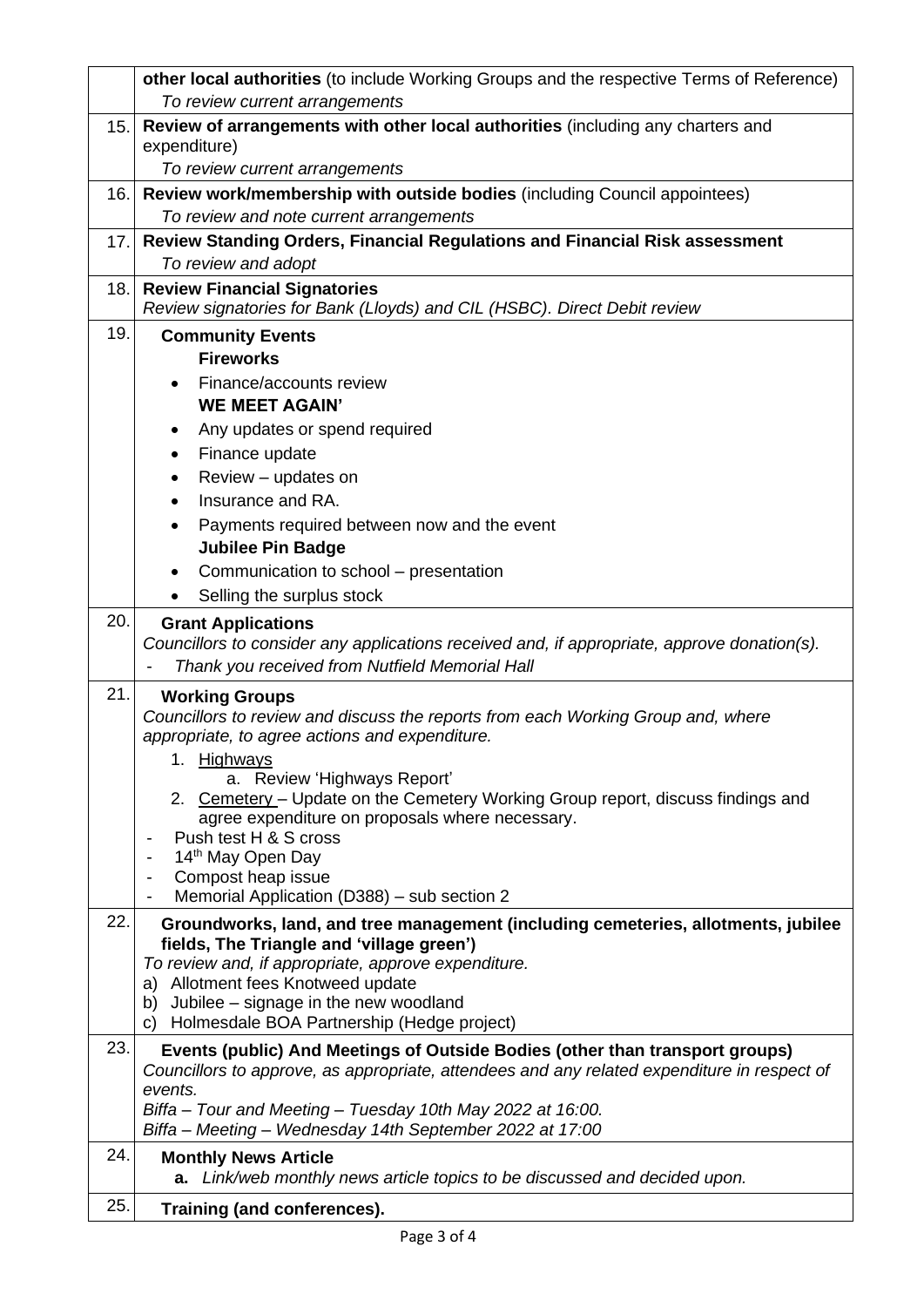| | |
|---|---|
| | **other local authorities** (to include Working Groups and the respective Terms of Reference)<br>*To review current arrangements* |
| 15. | **Review of arrangements with other local authorities** (including any charters and expenditure)<br>*To review current arrangements* |
| 16. | **Review work/membership with outside bodies** (including Council appointees)<br>*To review and note current arrangements* |
| 17. | **Review Standing Orders, Financial Regulations and Financial Risk assessment**<br>*To review and adopt* |
| 18. | **Review Financial Signatories**<br>*Review signatories for Bank (Lloyds) and CIL (HSBC). Direct Debit review* |
| 19. | **Community Events**<br>**Fireworks**<br>• Finance/accounts review<br>**WE MEET AGAIN'**<br>• Any updates or spend required<br>• Finance update<br>• Review – updates on<br>• Insurance and RA.<br>• Payments required between now and the event<br>**Jubilee Pin Badge**<br>• Communication to school – presentation<br>• Selling the surplus stock |
| 20. | **Grant Applications**<br>*Councillors to consider any applications received and, if appropriate, approve donation(s).*<br>- *Thank you received from Nutfield Memorial Hall* |
| 21. | **Working Groups**<br>*Councillors to review and discuss the reports from each Working Group and, where appropriate, to agree actions and expenditure.*<br>1. Highways<br>a. Review 'Highways Report'<br>2. Cemetery – Update on the Cemetery Working Group report, discuss findings and agree expenditure on proposals where necessary.<br>- Push test H & S cross<br>- 14th May Open Day<br>- Compost heap issue<br>- Memorial Application (D388) – sub section 2 |
| 22. | **Groundworks, land, and tree management (including cemeteries, allotments, jubilee fields, The Triangle and 'village green')**<br>*To review and, if appropriate, approve expenditure.*<br>a) Allotment fees Knotweed update<br>b) Jubilee – signage in the new woodland<br>c) Holmesdale BOA Partnership (Hedge project) |
| 23. | **Events (public) And Meetings of Outside Bodies (other than transport groups)**<br>*Councillors to approve, as appropriate, attendees and any related expenditure in respect of events.*<br>*Biffa – Tour and Meeting – Tuesday 10th May 2022 at 16:00.*<br>*Biffa – Meeting – Wednesday 14th September 2022 at 17:00* |
| 24. | **Monthly News Article**<br>**a.** *Link/web monthly news article topics to be discussed and decided upon.* |
| 25. | **Training (and conferences).** |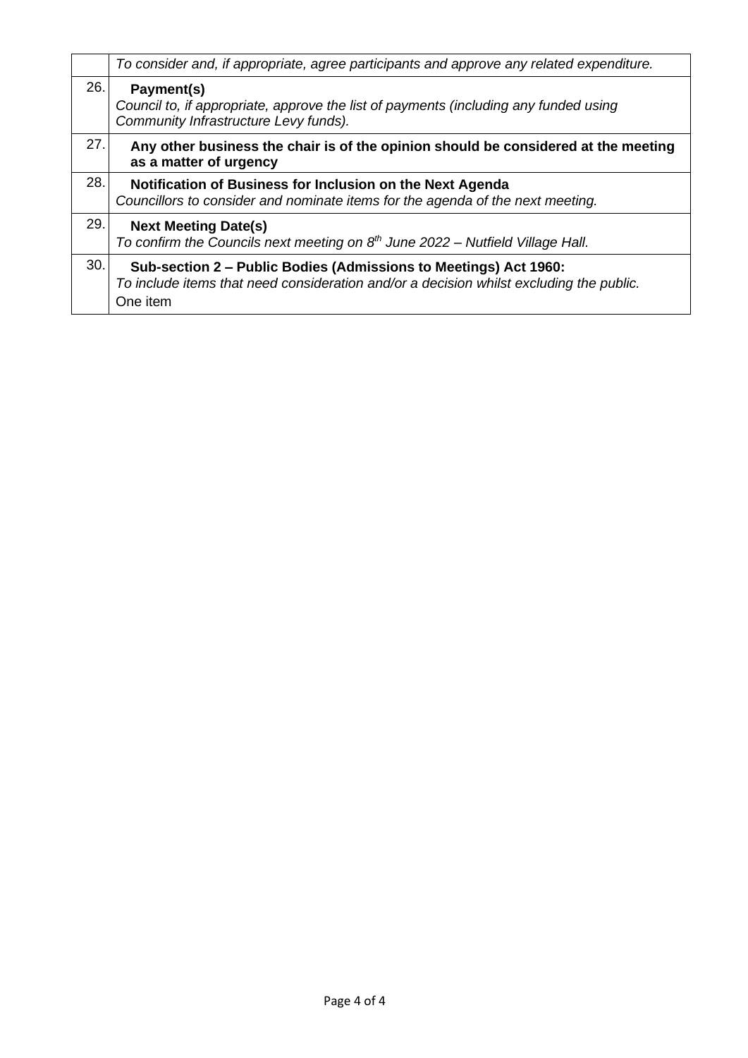| | |
|---|---|
| | *To consider and, if appropriate, agree participants and approve any related expenditure.* |
| 26. | **Payment(s)**<br>*Council to, if appropriate, approve the list of payments (including any funded using Community Infrastructure Levy funds).* |
| 27. | **Any other business the chair is of the opinion should be considered at the meeting as a matter of urgency** |
| 28. | **Notification of Business for Inclusion on the Next Agenda**<br>*Councillors to consider and nominate items for the agenda of the next meeting.* |
| 29. | **Next Meeting Date(s)**<br>*To confirm the Councils next meeting on 8th June 2022 – Nutfield Village Hall.* |
| 30. | **Sub-section 2 – Public Bodies (Admissions to Meetings) Act 1960:**<br>*To include items that need consideration and/or a decision whilst excluding the public.*<br>One item |